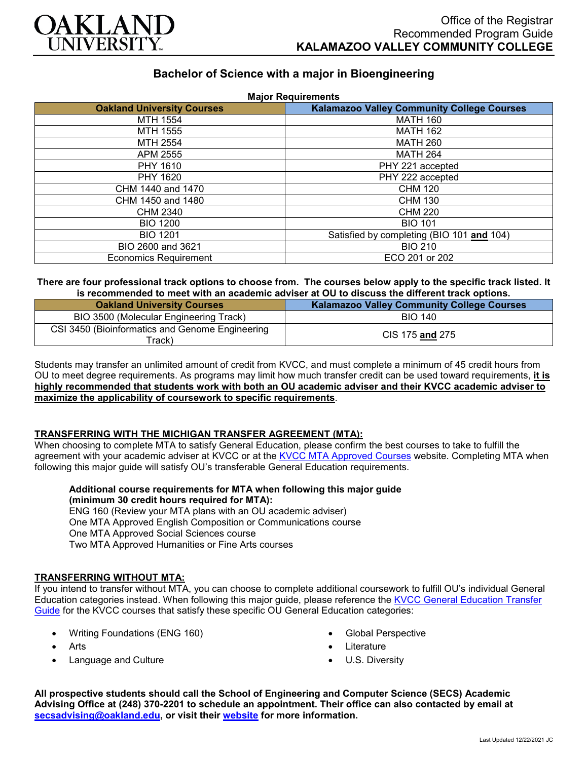OAKLAND UNIVERSITY

Office of the Registrar
Recommended Program Guide
**KALAMAZOO VALLEY COMMUNITY COLLEGE**

# Bachelor of Science with a major in Bioengineering

**Major Requirements**

| Oakland University Courses | Kalamazoo Valley Community College Courses |
|---|---|
| MTH 1554 | MATH 160 |
| MTH 1555 | MATH 162 |
| MTH 2554 | MATH 260 |
| APM 2555 | MATH 264 |
| PHY 1610 | PHY 221 accepted |
| PHY 1620 | PHY 222 accepted |
| CHM 1440 and 1470 | CHM 120 |
| CHM 1450 and 1480 | CHM 130 |
| CHM 2340 | CHM 220 |
| BIO 1200 | BIO 101 |
| BIO 1201 | Satisfied by completing (BIO 101 **and** 104) |
| BIO 2600 and 3621 | BIO 210 |
| Economics Requirement | ECO 201 or 202 |

**There are four professional track options to choose from. The courses below apply to the specific track listed. It is recommended to meet with an academic adviser at OU to discuss the different track options.**

| Oakland University Courses | Kalamazoo Valley Community College Courses |
|---|---|
| BIO 3500 (Molecular Engineering Track) | BIO 140 |
| CSI 3450 (Bioinformatics and Genome Engineering Track) | CIS 175 **and** 275 |

Students may transfer an unlimited amount of credit from KVCC, and must complete a minimum of 45 credit hours from OU to meet degree requirements. As programs may limit how much transfer credit can be used toward requirements, **it is highly recommended that students work with both an OU academic adviser and their KVCC academic adviser to maximize the applicability of coursework to specific requirements**.

## TRANSFERRING WITH THE MICHIGAN TRANSFER AGREEMENT (MTA):

When choosing to complete MTA to satisfy General Education, please confirm the best courses to take to fulfill the agreement with your academic adviser at KVCC or at the KVCC MTA Approved Courses website. Completing MTA when following this major guide will satisfy OU's transferable General Education requirements.

**Additional course requirements for MTA when following this major guide (minimum 30 credit hours required for MTA):**
ENG 160 (Review your MTA plans with an OU academic adviser)
One MTA Approved English Composition or Communications course
One MTA Approved Social Sciences course
Two MTA Approved Humanities or Fine Arts courses

## TRANSFERRING WITHOUT MTA:

If you intend to transfer without MTA, you can choose to complete additional coursework to fulfill OU's individual General Education categories instead. When following this major guide, please reference the KVCC General Education Transfer Guide for the KVCC courses that satisfy these specific OU General Education categories:

- Writing Foundations (ENG 160)
- Arts
- Language and Culture
- Global Perspective
- Literature
- U.S. Diversity

**All prospective students should call the School of Engineering and Computer Science (SECS) Academic Advising Office at (248) 370-2201 to schedule an appointment. Their office can also contacted by email at secsadvising@oakland.edu, or visit their website for more information.**

Last Updated 12/22/2021 JC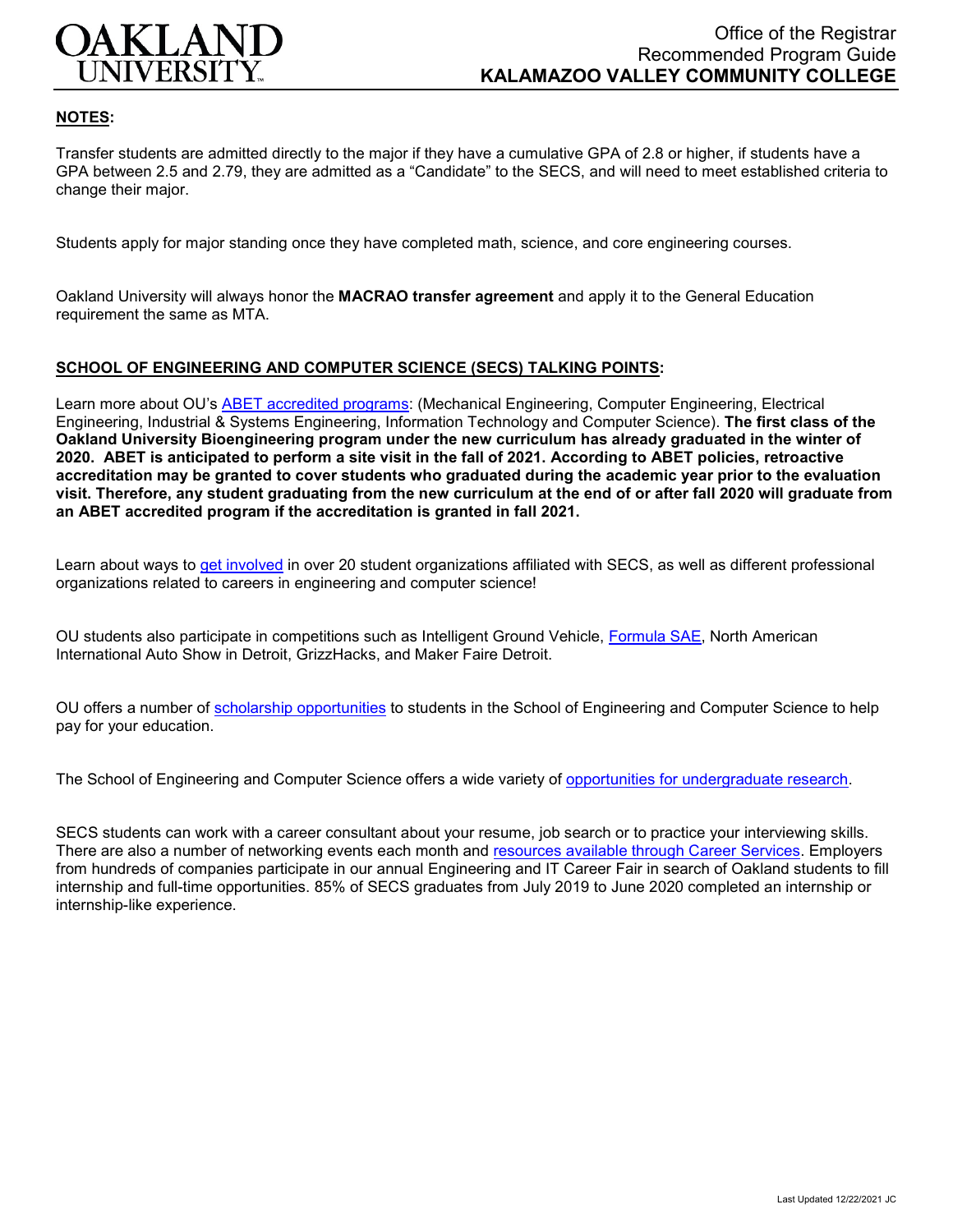**NOTES:**

Transfer students are admitted directly to the major if they have a cumulative GPA of 2.8 or higher, if students have a GPA between 2.5 and 2.79, they are admitted as a "Candidate" to the SECS, and will need to meet established criteria to change their major.

Students apply for major standing once they have completed math, science, and core engineering courses.

Oakland University will always honor the **MACRAO transfer agreement** and apply it to the General Education requirement the same as MTA.

**SCHOOL OF ENGINEERING AND COMPUTER SCIENCE (SECS) TALKING POINTS:**

Learn more about OU's ABET accredited programs: (Mechanical Engineering, Computer Engineering, Electrical Engineering, Industrial & Systems Engineering, Information Technology and Computer Science). **The first class of the Oakland University Bioengineering program under the new curriculum has already graduated in the winter of 2020. ABET is anticipated to perform a site visit in the fall of 2021. According to ABET policies, retroactive accreditation may be granted to cover students who graduated during the academic year prior to the evaluation visit. Therefore, any student graduating from the new curriculum at the end of or after fall 2020 will graduate from an ABET accredited program if the accreditation is granted in fall 2021.**

Learn about ways to get involved in over 20 student organizations affiliated with SECS, as well as different professional organizations related to careers in engineering and computer science!

OU students also participate in competitions such as Intelligent Ground Vehicle, Formula SAE, North American International Auto Show in Detroit, GrizzHacks, and Maker Faire Detroit.

OU offers a number of scholarship opportunities to students in the School of Engineering and Computer Science to help pay for your education.

The School of Engineering and Computer Science offers a wide variety of opportunities for undergraduate research.

SECS students can work with a career consultant about your resume, job search or to practice your interviewing skills. There are also a number of networking events each month and resources available through Career Services. Employers from hundreds of companies participate in our annual Engineering and IT Career Fair in search of Oakland students to fill internship and full-time opportunities. 85% of SECS graduates from July 2019 to June 2020 completed an internship or internship-like experience.

Last Updated 12/22/2021 JC